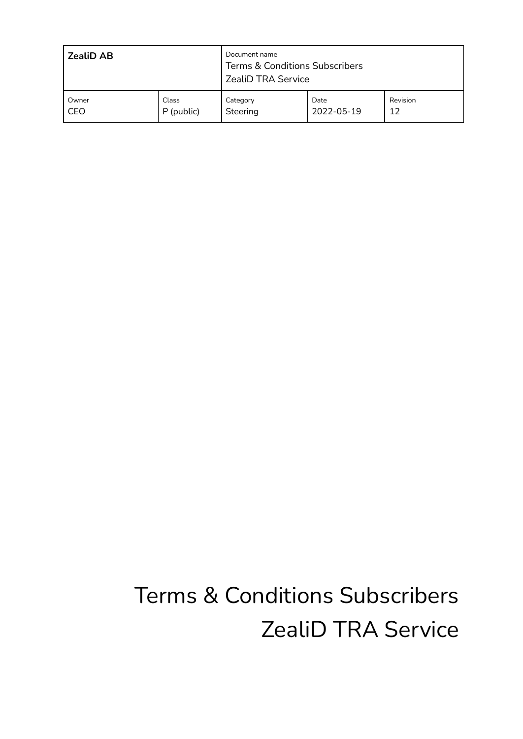| ZealiD AB | | Document name<br>Terms & Conditions Subscribers<br>ZealiD TRA Service | | |
|---|---|---|---|---|
| Owner<br>CEO | Class<br>P (public) | Category<br>Steering | Date<br>2022-05-19 | Revision<br>12 |

# Terms & Conditions Subscribers ZealiD TRA Service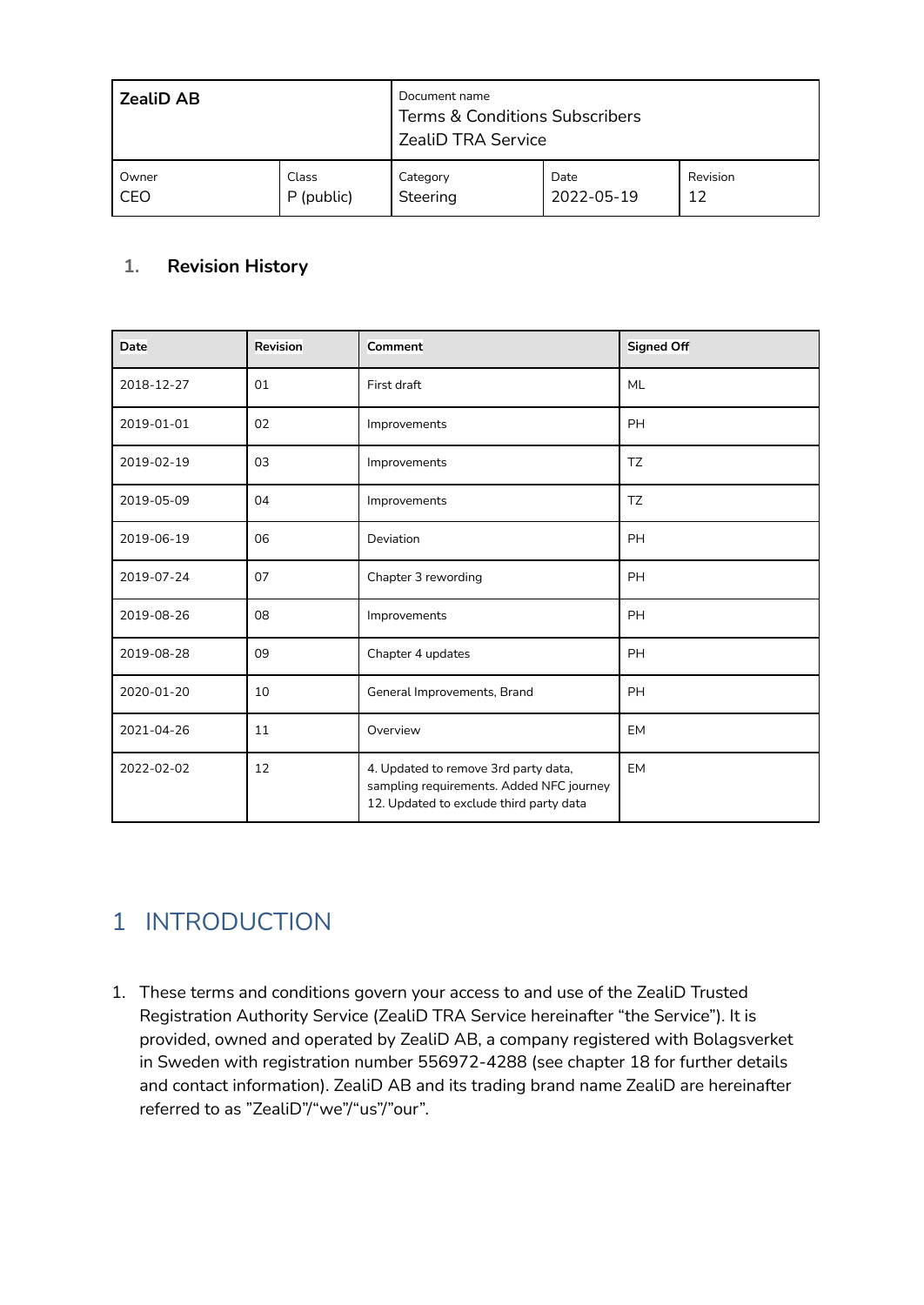| ZealiD AB | | Document name<br>Terms & Conditions Subscribers<br>ZealiD TRA Service | | |
|---|---|---|---|---|
| Owner<br>CEO | Class<br>P (public) | Category<br>Steering | Date<br>2022-05-19 | Revision<br>12 |

## 1. Revision History

| Date | Revision | Comment | Signed Off |
|---|---|---|---|
| 2018-12-27 | 01 | First draft | ML |
| 2019-01-01 | 02 | Improvements | PH |
| 2019-02-19 | 03 | Improvements | TZ |
| 2019-05-09 | 04 | Improvements | TZ |
| 2019-06-19 | 06 | Deviation | PH |
| 2019-07-24 | 07 | Chapter 3 rewording | PH |
| 2019-08-26 | 08 | Improvements | PH |
| 2019-08-28 | 09 | Chapter 4 updates | PH |
| 2020-01-20 | 10 | General Improvements, Brand | PH |
| 2021-04-26 | 11 | Overview | EM |
| 2022-02-02 | 12 | 4. Updated to remove 3rd party data, sampling requirements. Added NFC journey 12. Updated to exclude third party data | EM |

# 1 INTRODUCTION

1. These terms and conditions govern your access to and use of the ZealiD Trusted Registration Authority Service (ZealiD TRA Service hereinafter "the Service"). It is provided, owned and operated by ZealiD AB, a company registered with Bolagsverket in Sweden with registration number 556972-4288 (see chapter 18 for further details and contact information). ZealiD AB and its trading brand name ZealiD are hereinafter referred to as "ZealiD"/"we"/"us"/"our".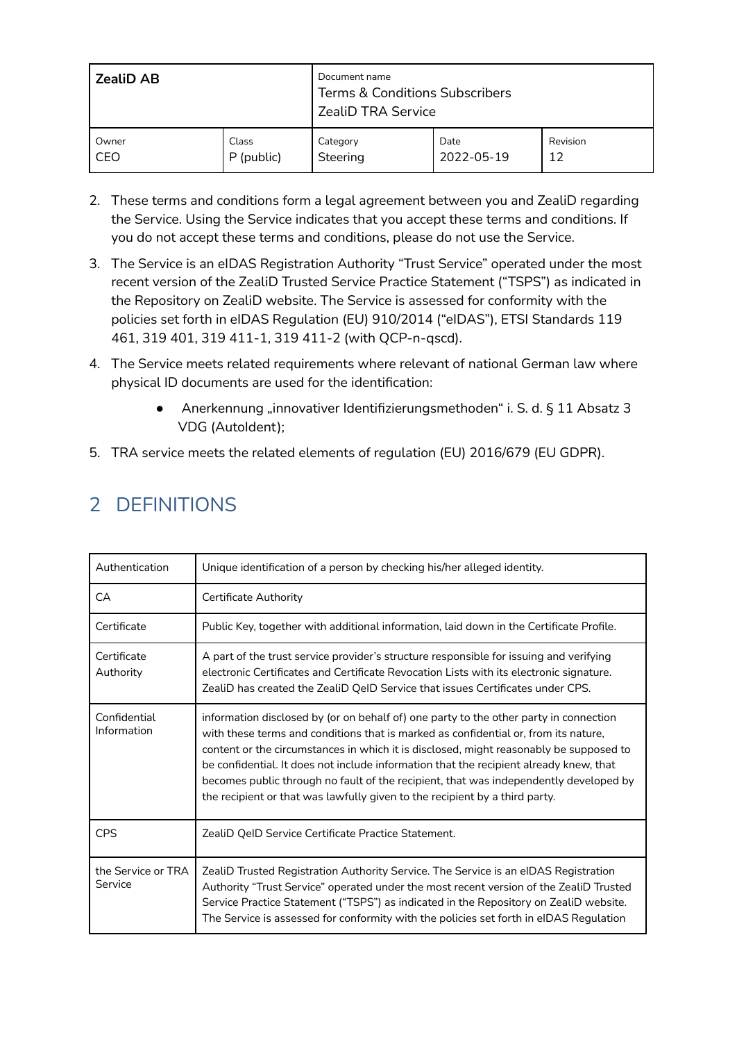2. These terms and conditions form a legal agreement between you and ZealiD regarding the Service. Using the Service indicates that you accept these terms and conditions. If you do not accept these terms and conditions, please do not use the Service.
3. The Service is an eIDAS Registration Authority "Trust Service" operated under the most recent version of the ZealiD Trusted Service Practice Statement ("TSPS") as indicated in the Repository on ZealiD website. The Service is assessed for conformity with the policies set forth in eIDAS Regulation (EU) 910/2014 ("eIDAS"), ETSI Standards 119 461, 319 401, 319 411-1, 319 411-2 (with QCP-n-qscd).
4. The Service meets related requirements where relevant of national German law where physical ID documents are used for the identification:
   - Anerkennung „innovativer Identifizierungsmethoden" i. S. d. § 11 Absatz 3 VDG (AutoIdent);
5. TRA service meets the related elements of regulation (EU) 2016/679 (EU GDPR).

## 2 DEFINITIONS

| | |
|---|---|
| Authentication | Unique identification of a person by checking his/her alleged identity. |
| CA | Certificate Authority |
| Certificate | Public Key, together with additional information, laid down in the Certificate Profile. |
| Certificate Authority | A part of the trust service provider's structure responsible for issuing and verifying electronic Certificates and Certificate Revocation Lists with its electronic signature. ZealiD has created the ZealiD QeID Service that issues Certificates under CPS. |
| Confidential Information | information disclosed by (or on behalf of) one party to the other party in connection with these terms and conditions that is marked as confidential or, from its nature, content or the circumstances in which it is disclosed, might reasonably be supposed to be confidential. It does not include information that the recipient already knew, that becomes public through no fault of the recipient, that was independently developed by the recipient or that was lawfully given to the recipient by a third party. |
| CPS | ZealiD QeID Service Certificate Practice Statement. |
| the Service or TRA Service | ZealiD Trusted Registration Authority Service. The Service is an eIDAS Registration Authority "Trust Service" operated under the most recent version of the ZealiD Trusted Service Practice Statement ("TSPS") as indicated in the Repository on ZealiD website. The Service is assessed for conformity with the policies set forth in eIDAS Regulation |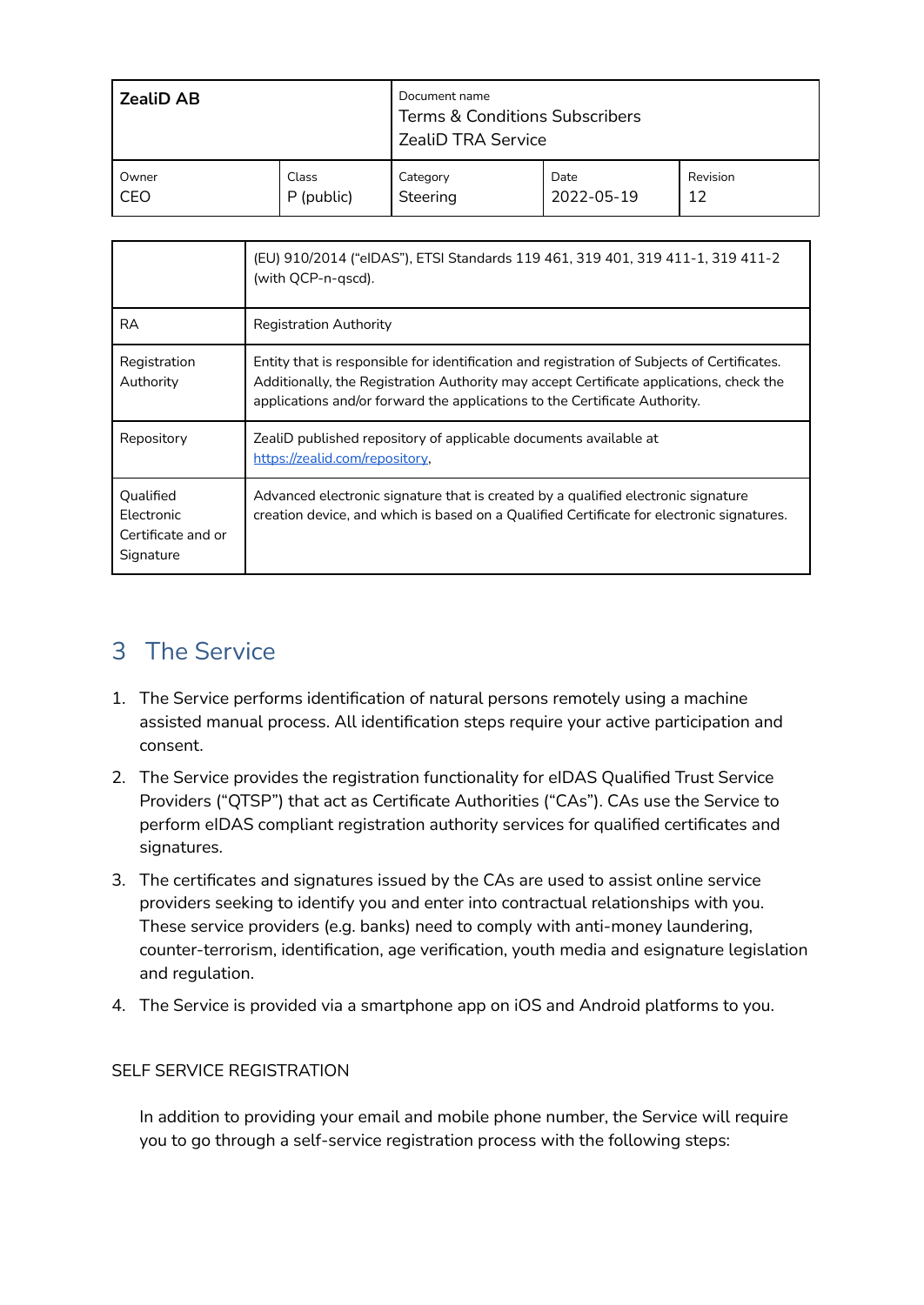| | |
|---|---|
| | (EU) 910/2014 ("eIDAS"), ETSI Standards 119 461, 319 401, 319 411-1, 319 411-2 (with QCP-n-qscd). |
| RA | Registration Authority |
| Registration Authority | Entity that is responsible for identification and registration of Subjects of Certificates. Additionally, the Registration Authority may accept Certificate applications, check the applications and/or forward the applications to the Certificate Authority. |
| Repository | ZealiD published repository of applicable documents available at https://zealid.com/repository, |
| Qualified Electronic Certificate and or Signature | Advanced electronic signature that is created by a qualified electronic signature creation device, and which is based on a Qualified Certificate for electronic signatures. |

## 3 The Service

1. The Service performs identification of natural persons remotely using a machine assisted manual process. All identification steps require your active participation and consent.
2. The Service provides the registration functionality for eIDAS Qualified Trust Service Providers ("QTSP") that act as Certificate Authorities ("CAs"). CAs use the Service to perform eIDAS compliant registration authority services for qualified certificates and signatures.
3. The certificates and signatures issued by the CAs are used to assist online service providers seeking to identify you and enter into contractual relationships with you. These service providers (e.g. banks) need to comply with anti-money laundering, counter-terrorism, identification, age verification, youth media and esignature legislation and regulation.
4. The Service is provided via a smartphone app on iOS and Android platforms to you.

SELF SERVICE REGISTRATION

In addition to providing your email and mobile phone number, the Service will require you to go through a self-service registration process with the following steps: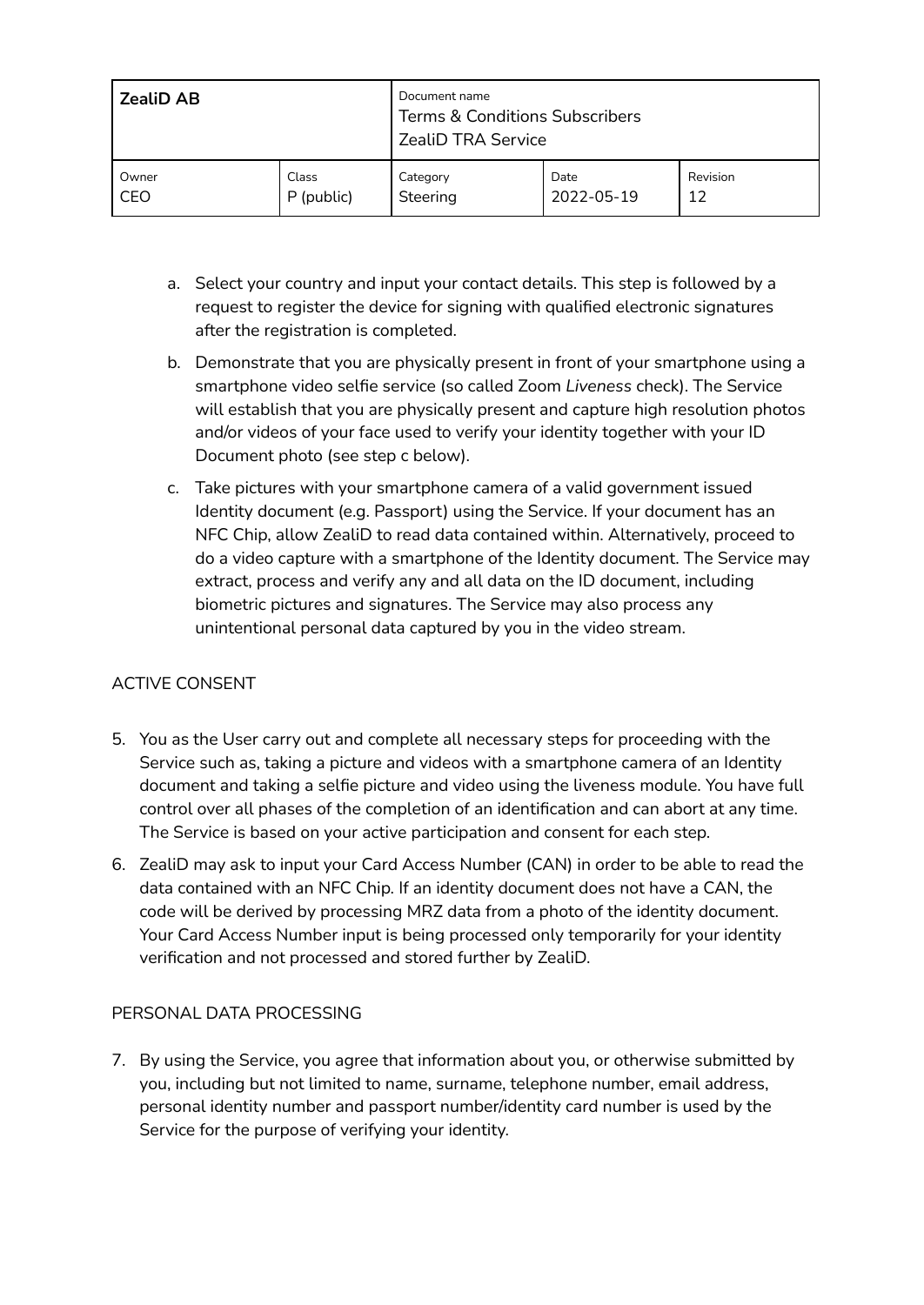a. Select your country and input your contact details. This step is followed by a request to register the device for signing with qualified electronic signatures after the registration is completed.

b. Demonstrate that you are physically present in front of your smartphone using a smartphone video selfie service (so called Zoom *Liveness* check). The Service will establish that you are physically present and capture high resolution photos and/or videos of your face used to verify your identity together with your ID Document photo (see step c below).

c. Take pictures with your smartphone camera of a valid government issued Identity document (e.g. Passport) using the Service. If your document has an NFC Chip, allow ZealiD to read data contained within. Alternatively, proceed to do a video capture with a smartphone of the Identity document. The Service may extract, process and verify any and all data on the ID document, including biometric pictures and signatures. The Service may also process any unintentional personal data captured by you in the video stream.

## ACTIVE CONSENT

5. You as the User carry out and complete all necessary steps for proceeding with the Service such as, taking a picture and videos with a smartphone camera of an Identity document and taking a selfie picture and video using the liveness module. You have full control over all phases of the completion of an identification and can abort at any time. The Service is based on your active participation and consent for each step.
6. ZealiD may ask to input your Card Access Number (CAN) in order to be able to read the data contained with an NFC Chip. If an identity document does not have a CAN, the code will be derived by processing MRZ data from a photo of the identity document. Your Card Access Number input is being processed only temporarily for your identity verification and not processed and stored further by ZealiD.

## PERSONAL DATA PROCESSING

7. By using the Service, you agree that information about you, or otherwise submitted by you, including but not limited to name, surname, telephone number, email address, personal identity number and passport number/identity card number is used by the Service for the purpose of verifying your identity.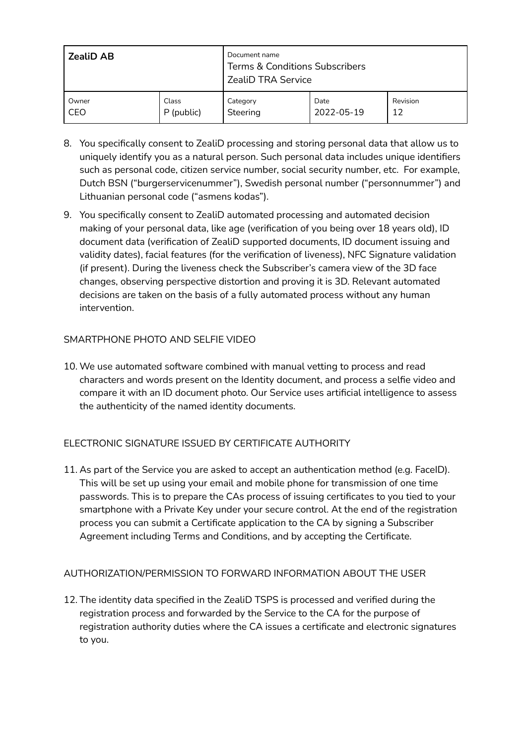8. You specifically consent to ZealiD processing and storing personal data that allow us to uniquely identify you as a natural person. Such personal data includes unique identifiers such as personal code, citizen service number, social security number, etc. For example, Dutch BSN ("burgerservicenummer"), Swedish personal number ("personnummer") and Lithuanian personal code ("asmens kodas").

9. You specifically consent to ZealiD automated processing and automated decision making of your personal data, like age (verification of you being over 18 years old), ID document data (verification of ZealiD supported documents, ID document issuing and validity dates), facial features (for the verification of liveness), NFC Signature validation (if present). During the liveness check the Subscriber's camera view of the 3D face changes, observing perspective distortion and proving it is 3D. Relevant automated decisions are taken on the basis of a fully automated process without any human intervention.

SMARTPHONE PHOTO AND SELFIE VIDEO

10. We use automated software combined with manual vetting to process and read characters and words present on the Identity document, and process a selfie video and compare it with an ID document photo. Our Service uses artificial intelligence to assess the authenticity of the named identity documents.

ELECTRONIC SIGNATURE ISSUED BY CERTIFICATE AUTHORITY

11. As part of the Service you are asked to accept an authentication method (e.g. FaceID). This will be set up using your email and mobile phone for transmission of one time passwords. This is to prepare the CAs process of issuing certificates to you tied to your smartphone with a Private Key under your secure control. At the end of the registration process you can submit a Certificate application to the CA by signing a Subscriber Agreement including Terms and Conditions, and by accepting the Certificate.

AUTHORIZATION/PERMISSION TO FORWARD INFORMATION ABOUT THE USER

12. The identity data specified in the ZealiD TSPS is processed and verified during the registration process and forwarded by the Service to the CA for the purpose of registration authority duties where the CA issues a certificate and electronic signatures to you.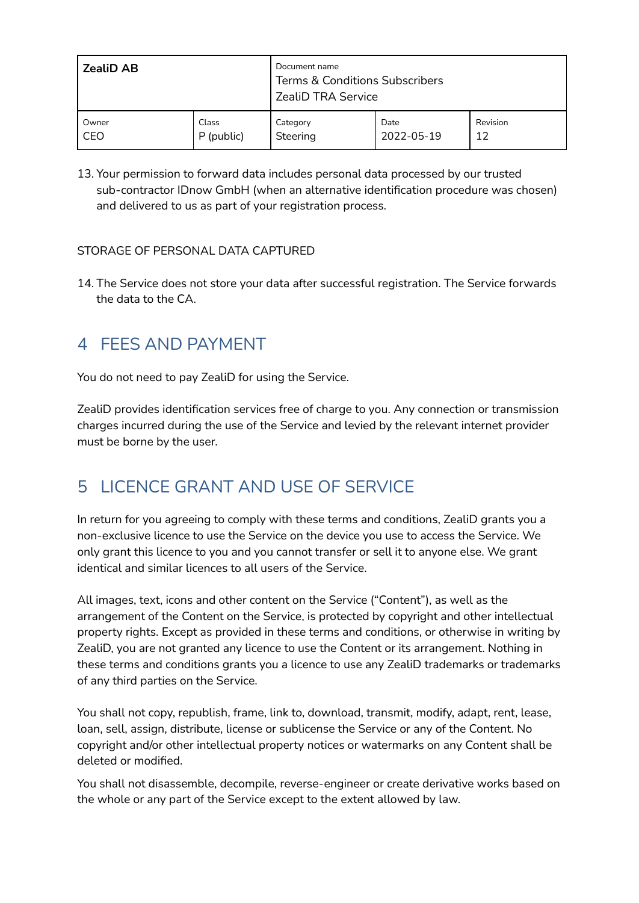13. Your permission to forward data includes personal data processed by our trusted sub-contractor IDnow GmbH (when an alternative identification procedure was chosen) and delivered to us as part of your registration process.

STORAGE OF PERSONAL DATA CAPTURED

14. The Service does not store your data after successful registration. The Service forwards the data to the CA.

## 4 FEES AND PAYMENT

You do not need to pay ZealiD for using the Service.

ZealiD provides identification services free of charge to you. Any connection or transmission charges incurred during the use of the Service and levied by the relevant internet provider must be borne by the user.

## 5 LICENCE GRANT AND USE OF SERVICE

In return for you agreeing to comply with these terms and conditions, ZealiD grants you a non-exclusive licence to use the Service on the device you use to access the Service. We only grant this licence to you and you cannot transfer or sell it to anyone else. We grant identical and similar licences to all users of the Service.

All images, text, icons and other content on the Service ("Content"), as well as the arrangement of the Content on the Service, is protected by copyright and other intellectual property rights. Except as provided in these terms and conditions, or otherwise in writing by ZealiD, you are not granted any licence to use the Content or its arrangement. Nothing in these terms and conditions grants you a licence to use any ZealiD trademarks or trademarks of any third parties on the Service.

You shall not copy, republish, frame, link to, download, transmit, modify, adapt, rent, lease, loan, sell, assign, distribute, license or sublicense the Service or any of the Content. No copyright and/or other intellectual property notices or watermarks on any Content shall be deleted or modified.

You shall not disassemble, decompile, reverse-engineer or create derivative works based on the whole or any part of the Service except to the extent allowed by law.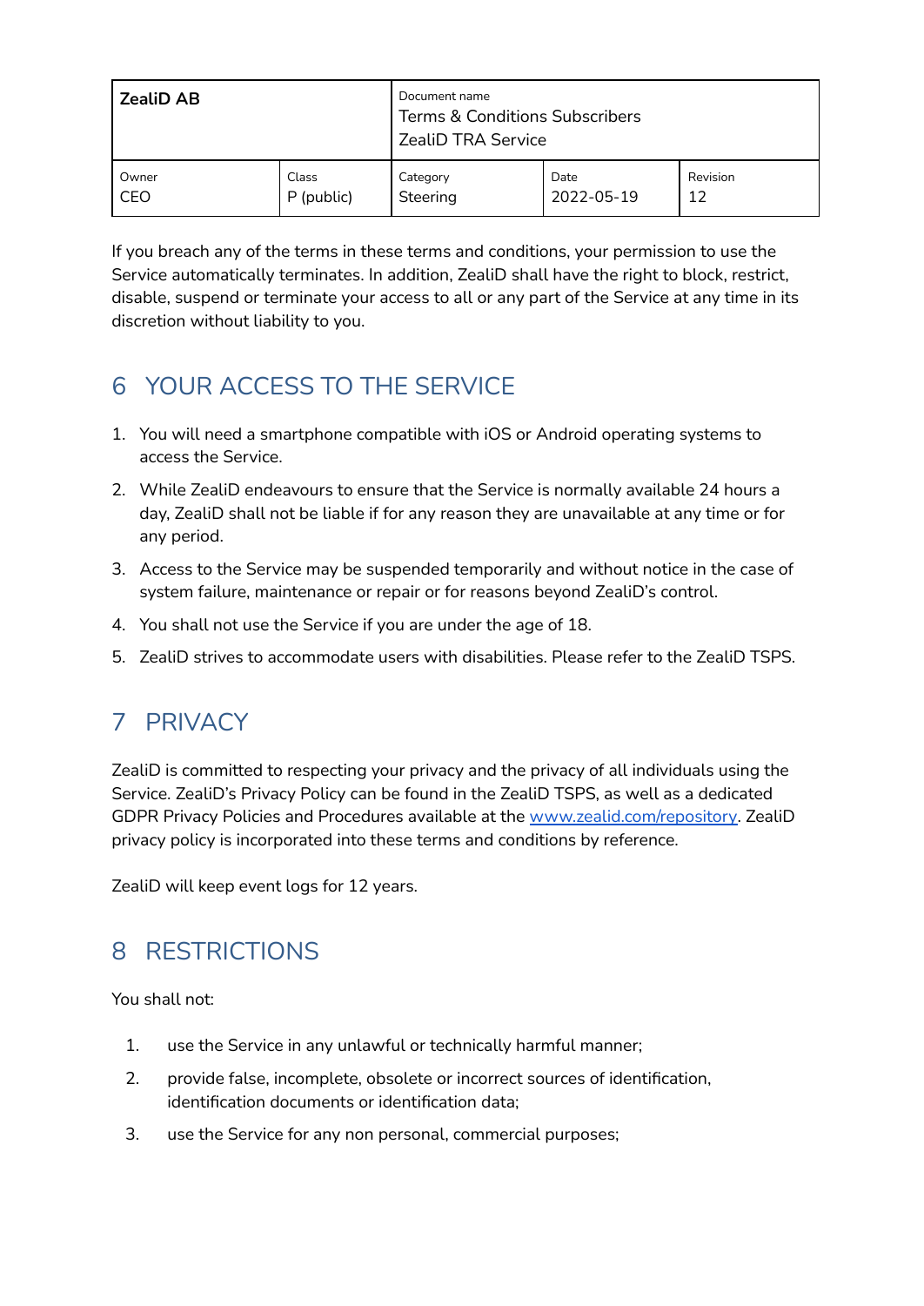If you breach any of the terms in these terms and conditions, your permission to use the Service automatically terminates. In addition, ZealiD shall have the right to block, restrict, disable, suspend or terminate your access to all or any part of the Service at any time in its discretion without liability to you.

## 6 YOUR ACCESS TO THE SERVICE

1. You will need a smartphone compatible with iOS or Android operating systems to access the Service.
2. While ZealiD endeavours to ensure that the Service is normally available 24 hours a day, ZealiD shall not be liable if for any reason they are unavailable at any time or for any period.
3. Access to the Service may be suspended temporarily and without notice in the case of system failure, maintenance or repair or for reasons beyond ZealiD's control.
4. You shall not use the Service if you are under the age of 18.
5. ZealiD strives to accommodate users with disabilities. Please refer to the ZealiD TSPS.

## 7 PRIVACY

ZealiD is committed to respecting your privacy and the privacy of all individuals using the Service. ZealiD's Privacy Policy can be found in the ZealiD TSPS, as well as a dedicated GDPR Privacy Policies and Procedures available at the [www.zealid.com/repository](www.zealid.com/repository). ZealiD privacy policy is incorporated into these terms and conditions by reference.

ZealiD will keep event logs for 12 years.

## 8 RESTRICTIONS

You shall not:

1. use the Service in any unlawful or technically harmful manner;
2. provide false, incomplete, obsolete or incorrect sources of identification, identification documents or identification data;
3. use the Service for any non personal, commercial purposes;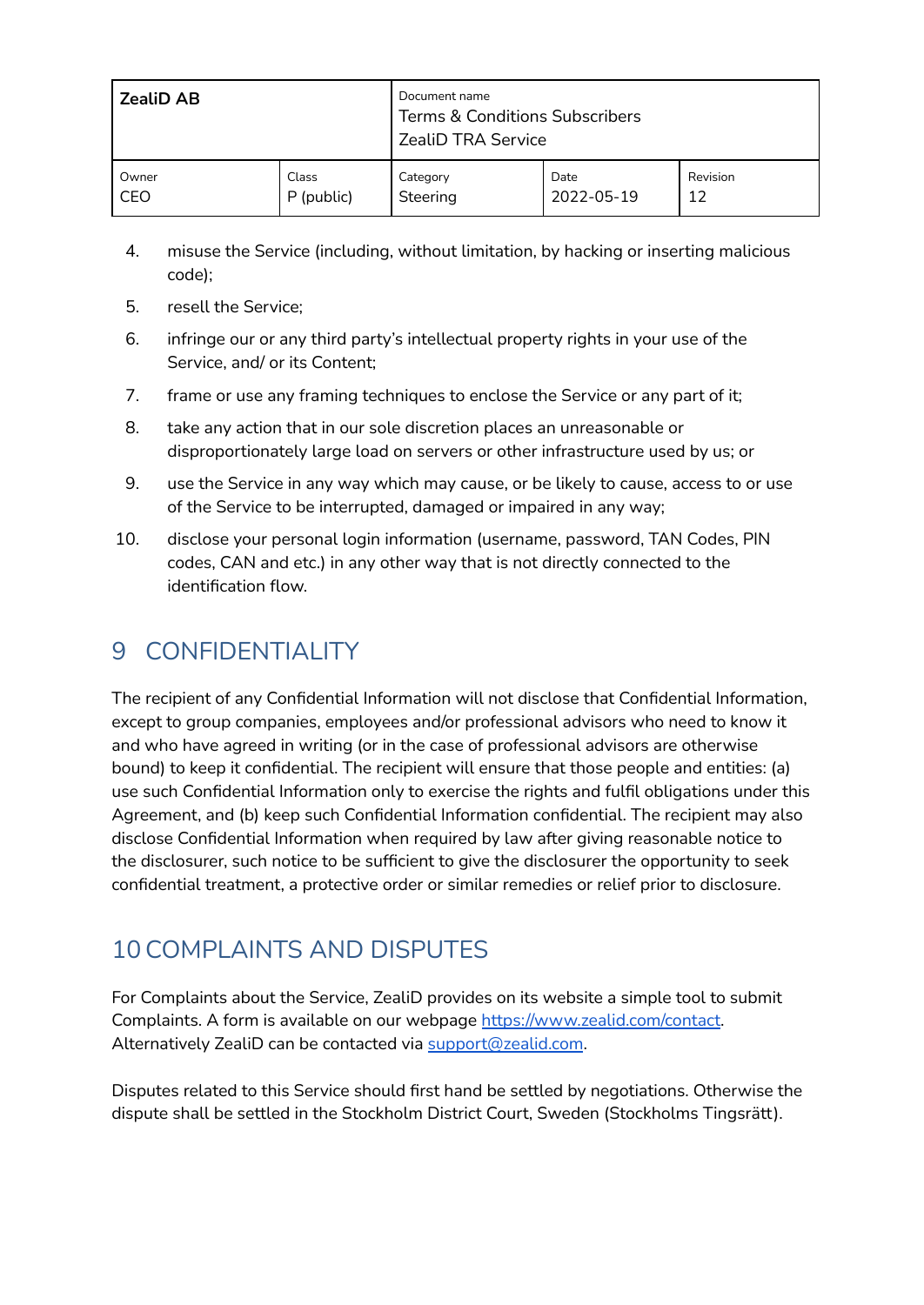4. misuse the Service (including, without limitation, by hacking or inserting malicious code);
5. resell the Service;
6. infringe our or any third party's intellectual property rights in your use of the Service, and/ or its Content;
7. frame or use any framing techniques to enclose the Service or any part of it;
8. take any action that in our sole discretion places an unreasonable or disproportionately large load on servers or other infrastructure used by us; or
9. use the Service in any way which may cause, or be likely to cause, access to or use of the Service to be interrupted, damaged or impaired in any way;
10. disclose your personal login information (username, password, TAN Codes, PIN codes, CAN and etc.) in any other way that is not directly connected to the identification flow.

# 9 CONFIDENTIALITY

The recipient of any Confidential Information will not disclose that Confidential Information, except to group companies, employees and/or professional advisors who need to know it and who have agreed in writing (or in the case of professional advisors are otherwise bound) to keep it confidential. The recipient will ensure that those people and entities: (a) use such Confidential Information only to exercise the rights and fulfil obligations under this Agreement, and (b) keep such Confidential Information confidential. The recipient may also disclose Confidential Information when required by law after giving reasonable notice to the disclosurer, such notice to be sufficient to give the disclosurer the opportunity to seek confidential treatment, a protective order or similar remedies or relief prior to disclosure.

# 10 COMPLAINTS AND DISPUTES

For Complaints about the Service, ZealiD provides on its website a simple tool to submit Complaints. A form is available on our webpage https://www.zealid.com/contact. Alternatively ZealiD can be contacted via support@zealid.com.

Disputes related to this Service should first hand be settled by negotiations. Otherwise the dispute shall be settled in the Stockholm District Court, Sweden (Stockholms Tingsrätt).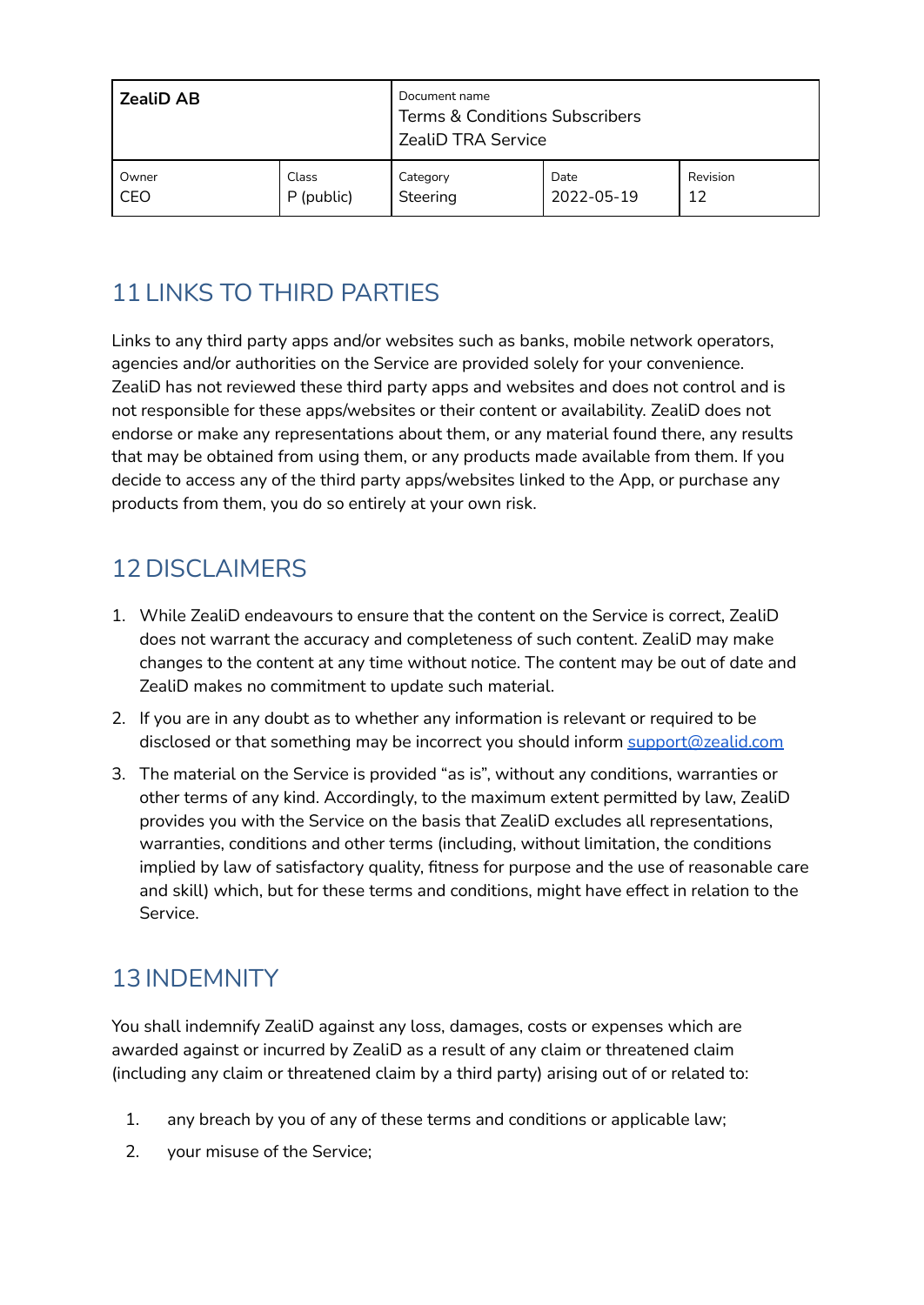## 11 LINKS TO THIRD PARTIES

Links to any third party apps and/or websites such as banks, mobile network operators, agencies and/or authorities on the Service are provided solely for your convenience. ZealiD has not reviewed these third party apps and websites and does not control and is not responsible for these apps/websites or their content or availability. ZealiD does not endorse or make any representations about them, or any material found there, any results that may be obtained from using them, or any products made available from them. If you decide to access any of the third party apps/websites linked to the App, or purchase any products from them, you do so entirely at your own risk.

## 12 DISCLAIMERS

1. While ZealiD endeavours to ensure that the content on the Service is correct, ZealiD does not warrant the accuracy and completeness of such content. ZealiD may make changes to the content at any time without notice. The content may be out of date and ZealiD makes no commitment to update such material.
2. If you are in any doubt as to whether any information is relevant or required to be disclosed or that something may be incorrect you should inform support@zealid.com
3. The material on the Service is provided "as is", without any conditions, warranties or other terms of any kind. Accordingly, to the maximum extent permitted by law, ZealiD provides you with the Service on the basis that ZealiD excludes all representations, warranties, conditions and other terms (including, without limitation, the conditions implied by law of satisfactory quality, fitness for purpose and the use of reasonable care and skill) which, but for these terms and conditions, might have effect in relation to the Service.

## 13 INDEMNITY

You shall indemnify ZealiD against any loss, damages, costs or expenses which are awarded against or incurred by ZealiD as a result of any claim or threatened claim (including any claim or threatened claim by a third party) arising out of or related to:

1. any breach by you of any of these terms and conditions or applicable law;
2. your misuse of the Service;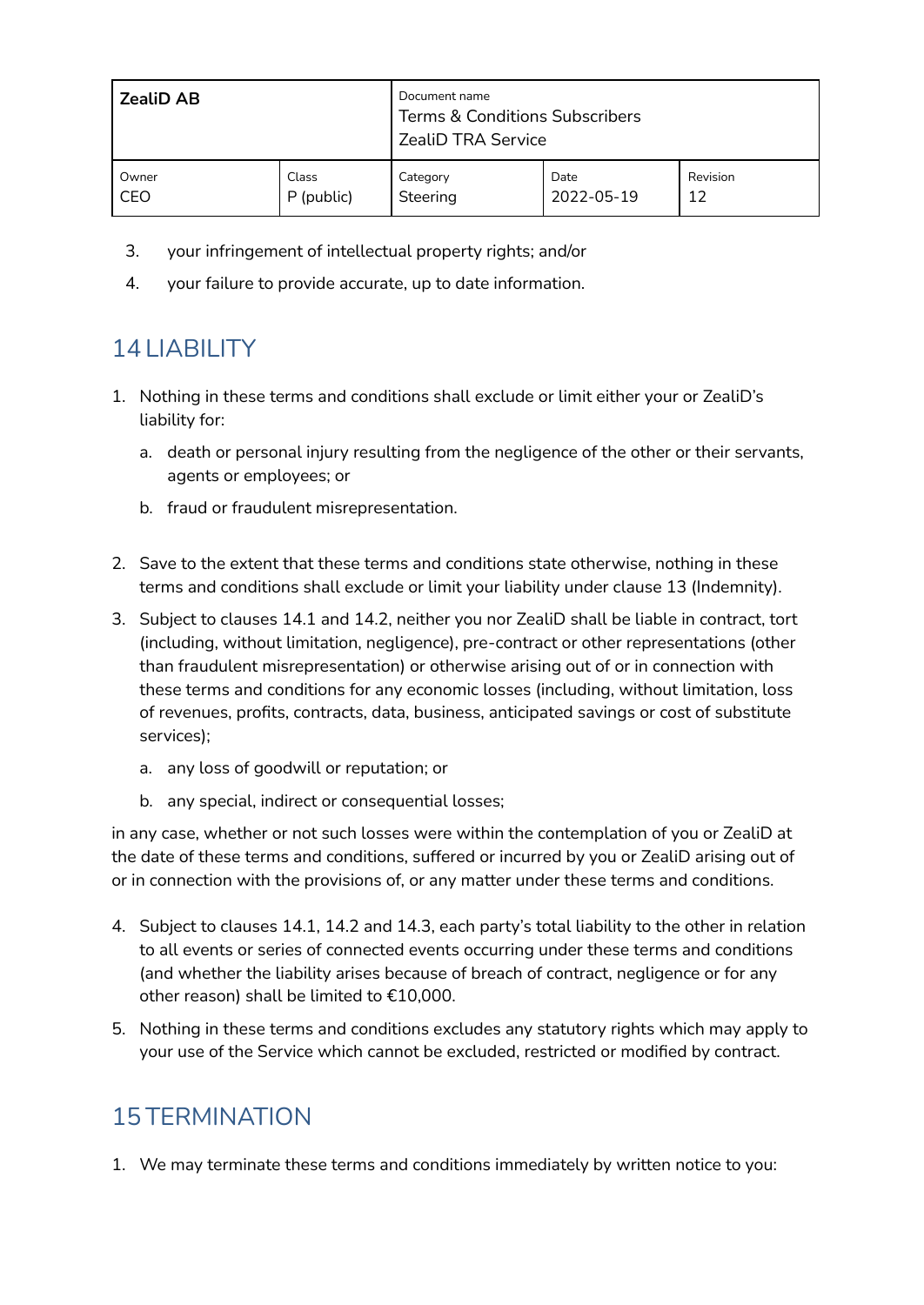3. your infringement of intellectual property rights; and/or
4. your failure to provide accurate, up to date information.

## 14 LIABILITY

1. Nothing in these terms and conditions shall exclude or limit either your or ZealiD's liability for:
   a. death or personal injury resulting from the negligence of the other or their servants, agents or employees; or
   b. fraud or fraudulent misrepresentation.

2. Save to the extent that these terms and conditions state otherwise, nothing in these terms and conditions shall exclude or limit your liability under clause 13 (Indemnity).
3. Subject to clauses 14.1 and 14.2, neither you nor ZealiD shall be liable in contract, tort (including, without limitation, negligence), pre-contract or other representations (other than fraudulent misrepresentation) or otherwise arising out of or in connection with these terms and conditions for any economic losses (including, without limitation, loss of revenues, profits, contracts, data, business, anticipated savings or cost of substitute services);
   a. any loss of goodwill or reputation; or
   b. any special, indirect or consequential losses;

in any case, whether or not such losses were within the contemplation of you or ZealiD at the date of these terms and conditions, suffered or incurred by you or ZealiD arising out of or in connection with the provisions of, or any matter under these terms and conditions.

4. Subject to clauses 14.1, 14.2 and 14.3, each party's total liability to the other in relation to all events or series of connected events occurring under these terms and conditions (and whether the liability arises because of breach of contract, negligence or for any other reason) shall be limited to €10,000.
5. Nothing in these terms and conditions excludes any statutory rights which may apply to your use of the Service which cannot be excluded, restricted or modified by contract.

## 15 TERMINATION

1. We may terminate these terms and conditions immediately by written notice to you: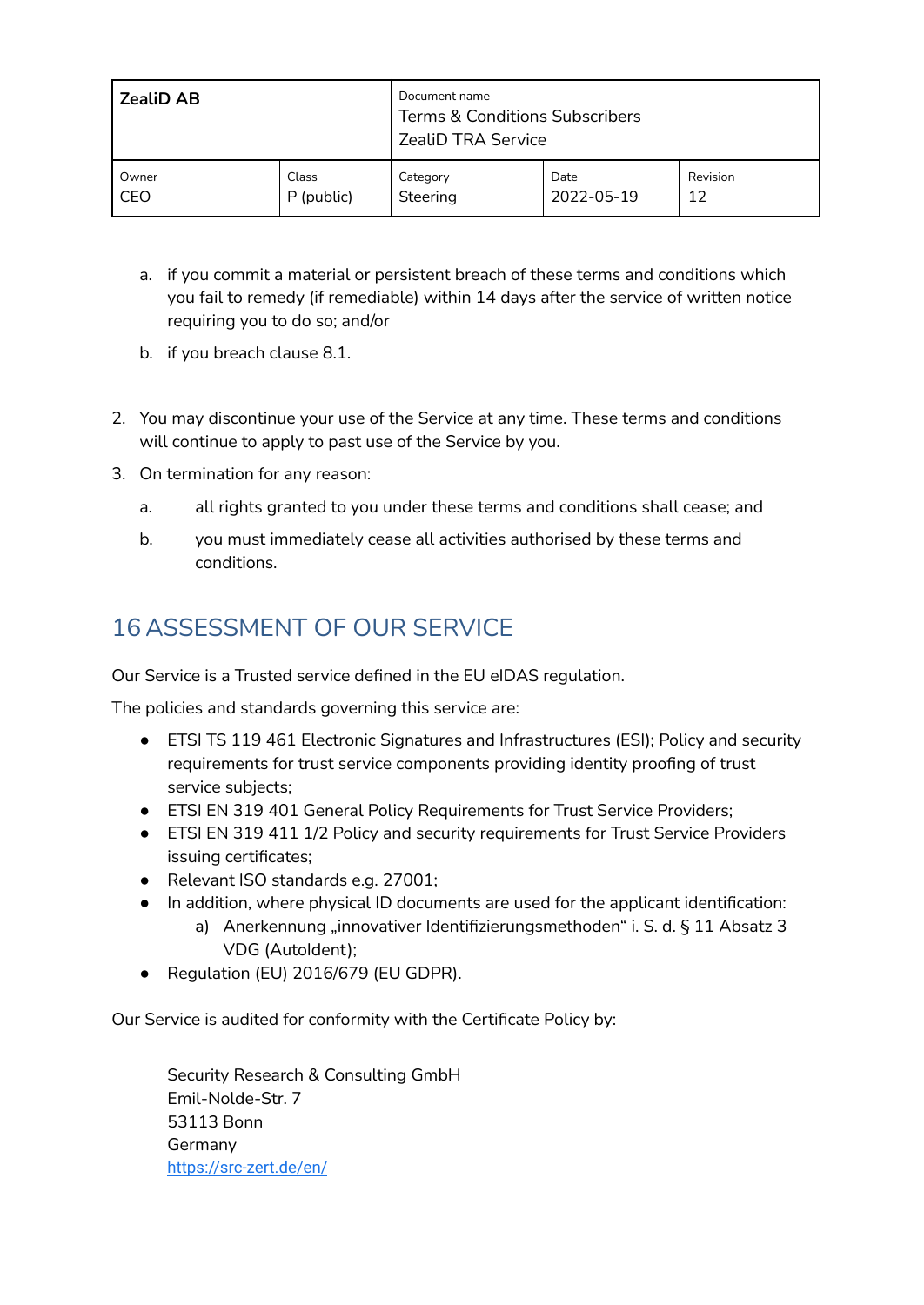a. if you commit a material or persistent breach of these terms and conditions which you fail to remedy (if remediable) within 14 days after the service of written notice requiring you to do so; and/or
   b. if you breach clause 8.1.

2. You may discontinue your use of the Service at any time. These terms and conditions will continue to apply to past use of the Service by you.
3. On termination for any reason:
   a. all rights granted to you under these terms and conditions shall cease; and
   b. you must immediately cease all activities authorised by these terms and conditions.

## 16 ASSESSMENT OF OUR SERVICE

Our Service is a Trusted service defined in the EU eIDAS regulation.

The policies and standards governing this service are:

- ETSI TS 119 461 Electronic Signatures and Infrastructures (ESI); Policy and security requirements for trust service components providing identity proofing of trust service subjects;
- ETSI EN 319 401 General Policy Requirements for Trust Service Providers;
- ETSI EN 319 411 1/2 Policy and security requirements for Trust Service Providers issuing certificates;
- Relevant ISO standards e.g. 27001;
- In addition, where physical ID documents are used for the applicant identification:
  a) Anerkennung „innovativer Identifizierungsmethoden" i. S. d. § 11 Absatz 3 VDG (AutoIdent);
- Regulation (EU) 2016/679 (EU GDPR).

Our Service is audited for conformity with the Certificate Policy by:

Security Research & Consulting GmbH
Emil-Nolde-Str. 7
53113 Bonn
Germany
[https://src-zert.de/en/](https://src-zert.de/en/)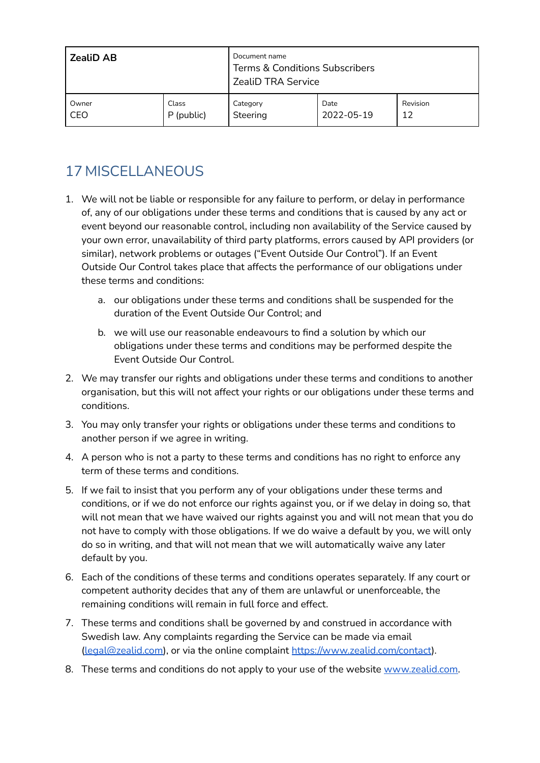# 17 MISCELLANEOUS

1. We will not be liable or responsible for any failure to perform, or delay in performance of, any of our obligations under these terms and conditions that is caused by any act or event beyond our reasonable control, including non availability of the Service caused by your own error, unavailability of third party platforms, errors caused by API providers (or similar), network problems or outages ("Event Outside Our Control"). If an Event Outside Our Control takes place that affects the performance of our obligations under these terms and conditions:
   a. our obligations under these terms and conditions shall be suspended for the duration of the Event Outside Our Control; and
   b. we will use our reasonable endeavours to find a solution by which our obligations under these terms and conditions may be performed despite the Event Outside Our Control.
2. We may transfer our rights and obligations under these terms and conditions to another organisation, but this will not affect your rights or our obligations under these terms and conditions.
3. You may only transfer your rights or obligations under these terms and conditions to another person if we agree in writing.
4. A person who is not a party to these terms and conditions has no right to enforce any term of these terms and conditions.
5. If we fail to insist that you perform any of your obligations under these terms and conditions, or if we do not enforce our rights against you, or if we delay in doing so, that will not mean that we have waived our rights against you and will not mean that you do not have to comply with those obligations. If we do waive a default by you, we will only do so in writing, and that will not mean that we will automatically waive any later default by you.
6. Each of the conditions of these terms and conditions operates separately. If any court or competent authority decides that any of them are unlawful or unenforceable, the remaining conditions will remain in full force and effect.
7. These terms and conditions shall be governed by and construed in accordance with Swedish law. Any complaints regarding the Service can be made via email (legal@zealid.com), or via the online complaint https://www.zealid.com/contact).
8. These terms and conditions do not apply to your use of the website www.zealid.com.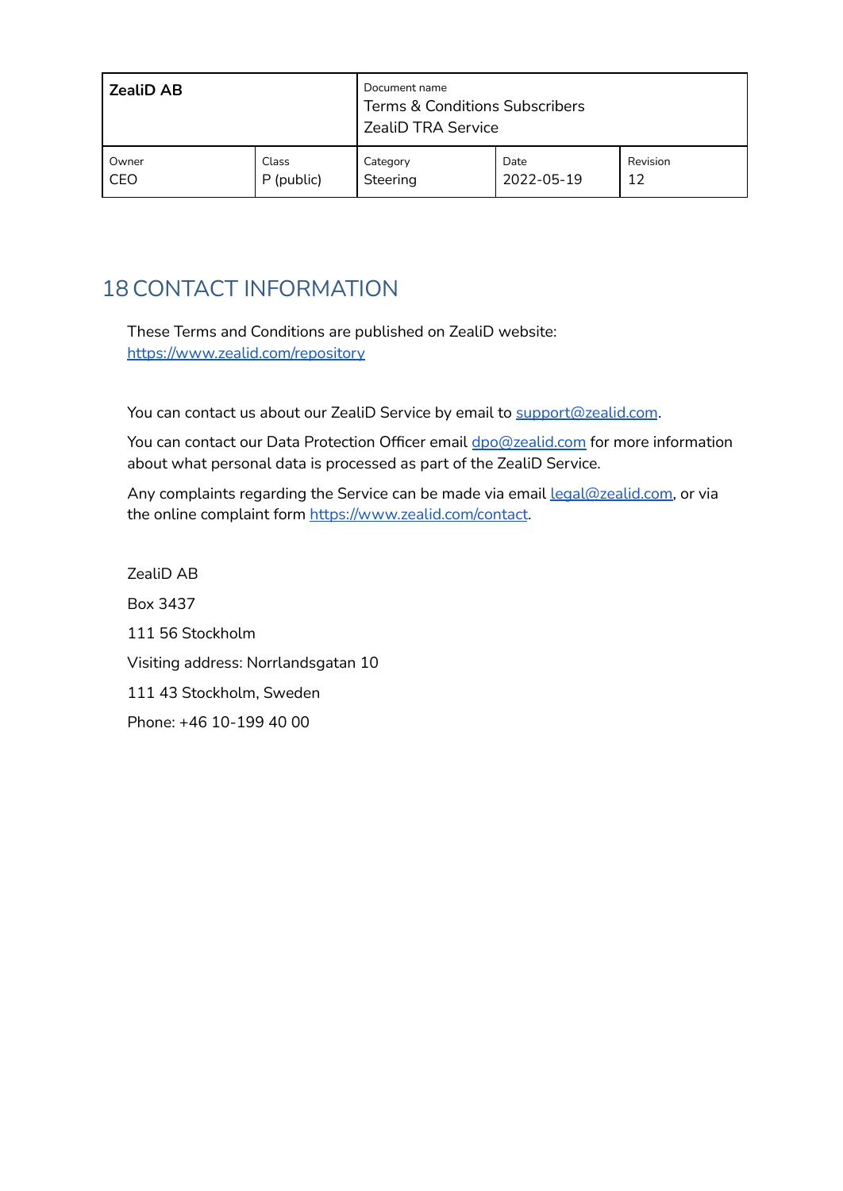# 18 CONTACT INFORMATION

These Terms and Conditions are published on ZealiD website: https://www.zealid.com/repository

You can contact us about our ZealiD Service by email to support@zealid.com.

You can contact our Data Protection Officer email dpo@zealid.com for more information about what personal data is processed as part of the ZealiD Service.

Any complaints regarding the Service can be made via email legal@zealid.com, or via the online complaint form https://www.zealid.com/contact.

ZealiD AB

Box 3437

111 56 Stockholm

Visiting address: Norrlandsgatan 10

111 43 Stockholm, Sweden

Phone: +46 10-199 40 00